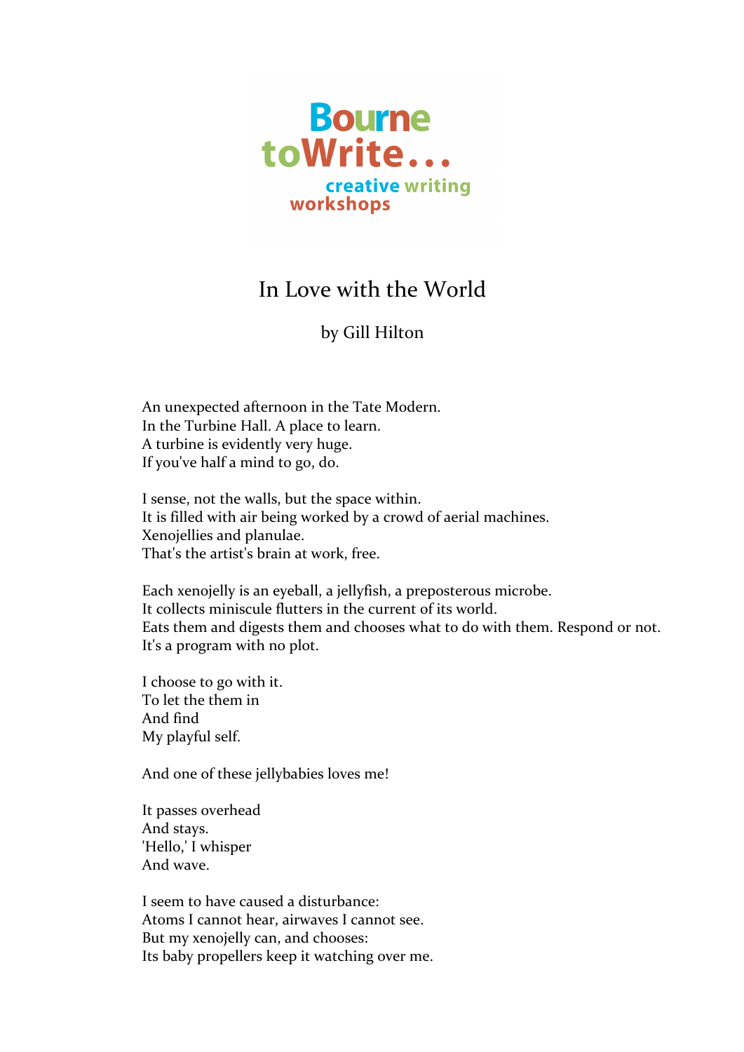Bourne toWrite...
creative writing workshops

# In Love with the World

by Gill Hilton

An unexpected afternoon in the Tate Modern.
In the Turbine Hall. A place to learn.
A turbine is evidently very huge.
If you've half a mind to go, do.

I sense, not the walls, but the space within.
It is filled with air being worked by a crowd of aerial machines.
Xenojellies and planulae.
That's the artist's brain at work, free.

Each xenojelly is an eyeball, a jellyfish, a preposterous microbe.
It collects miniscule flutters in the current of its world.
Eats them and digests them and chooses what to do with them. Respond or not.
It's a program with no plot.

I choose to go with it.
To let the them in
And find
My playful self.

And one of these jellybabies loves me!

It passes overhead
And stays.
'Hello,' I whisper
And wave.

I seem to have caused a disturbance:
Atoms I cannot hear, airwaves I cannot see.
But my xenojelly can, and chooses:
Its baby propellers keep it watching over me.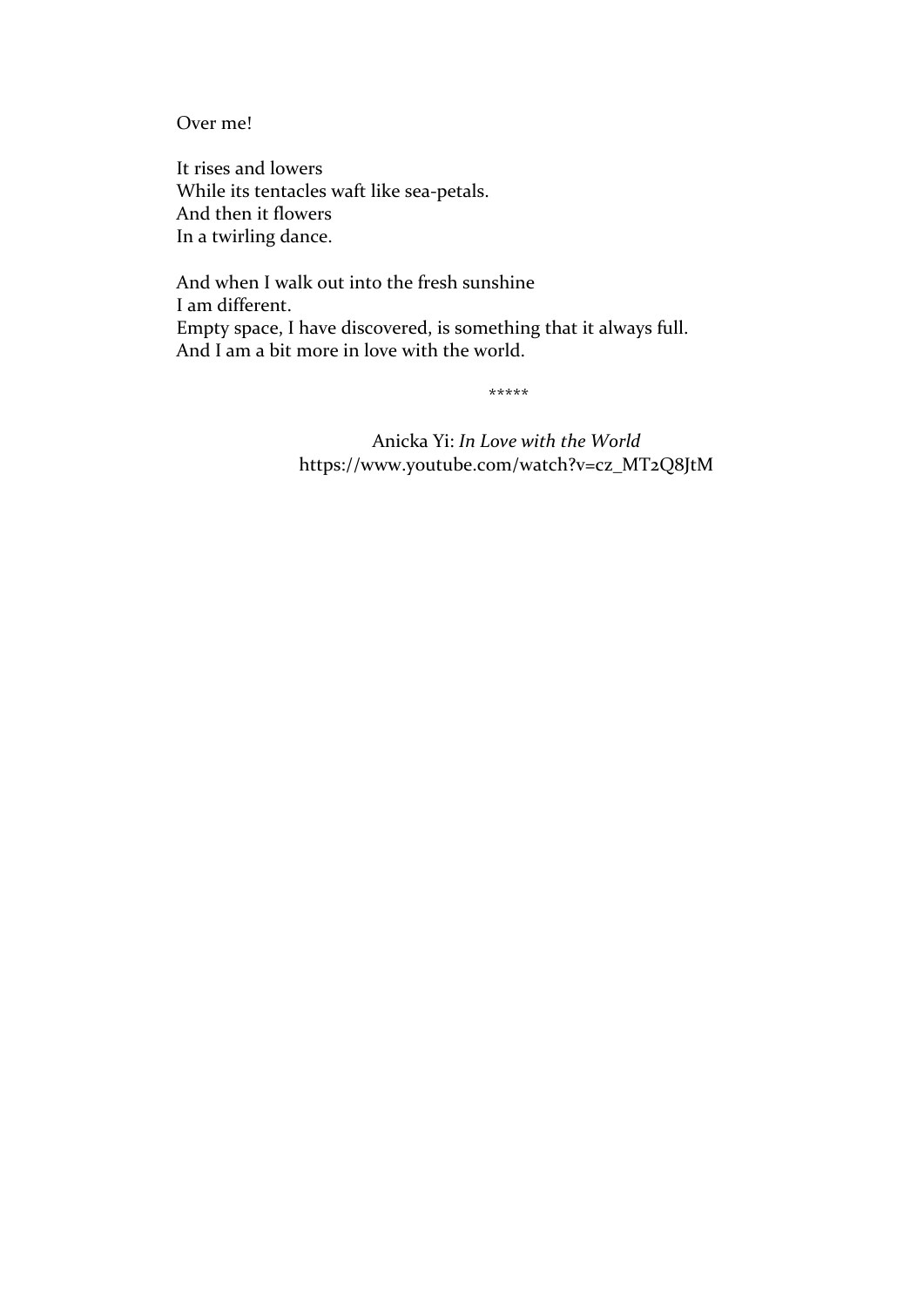Over me!

It rises and lowers  
While its tentacles waft like sea-petals.  
And then it flowers  
In a twirling dance.

And when I walk out into the fresh sunshine  
I am different.  
Empty space, I have discovered, is something that it always full.  
And I am a bit more in love with the world.

*****

Anicka Yi: *In Love with the World*  
https://www.youtube.com/watch?v=cz_MT2Q8JtM